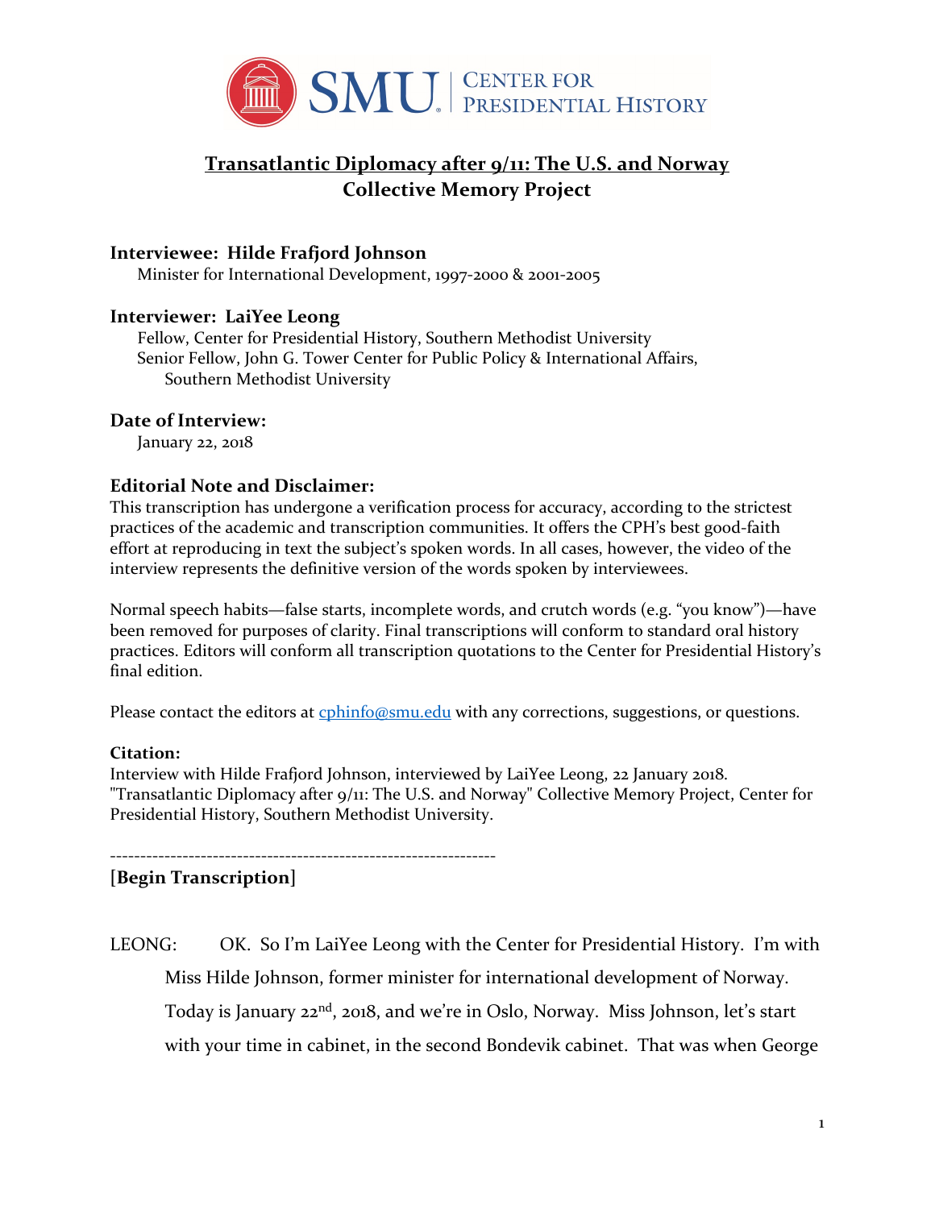SMU | Center for Presidential History

# Transatlantic Diplomacy after 9/11: The U.S. and Norway
# Collective Memory Project

### Interviewee: Hilde Frafjord Johnson

Minister for International Development, 1997-2000 & 2001-2005

### Interviewer: LaiYee Leong

Fellow, Center for Presidential History, Southern Methodist University
Senior Fellow, John G. Tower Center for Public Policy & International Affairs, Southern Methodist University

### Date of Interview:

January 22, 2018

### Editorial Note and Disclaimer:

This transcription has undergone a verification process for accuracy, according to the strictest practices of the academic and transcription communities. It offers the CPH's best good-faith effort at reproducing in text the subject's spoken words. In all cases, however, the video of the interview represents the definitive version of the words spoken by interviewees.

Normal speech habits—false starts, incomplete words, and crutch words (e.g. "you know")—have been removed for purposes of clarity. Final transcriptions will conform to standard oral history practices. Editors will conform all transcription quotations to the Center for Presidential History's final edition.

Please contact the editors at cphinfo@smu.edu with any corrections, suggestions, or questions.

**Citation:**
Interview with Hilde Frafjord Johnson, interviewed by LaiYee Leong, 22 January 2018. "Transatlantic Diplomacy after 9/11: The U.S. and Norway" Collective Memory Project, Center for Presidential History, Southern Methodist University.

----------------------------------------------------------------

**[Begin Transcription]**

LEONG: OK. So I'm LaiYee Leong with the Center for Presidential History. I'm with Miss Hilde Johnson, former minister for international development of Norway. Today is January 22nd, 2018, and we're in Oslo, Norway. Miss Johnson, let's start with your time in cabinet, in the second Bondevik cabinet. That was when George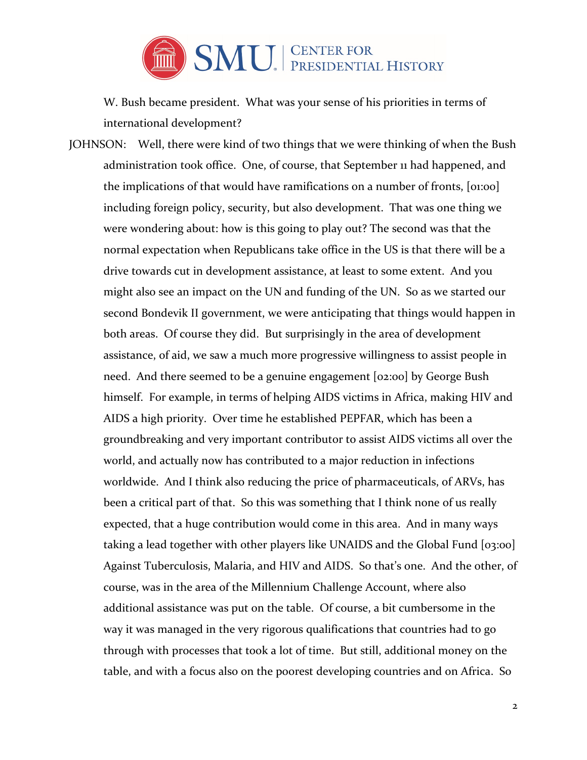W. Bush became president. What was your sense of his priorities in terms of international development?

JOHNSON: Well, there were kind of two things that we were thinking of when the Bush administration took office. One, of course, that September 11 had happened, and the implications of that would have ramifications on a number of fronts, [01:00] including foreign policy, security, but also development. That was one thing we were wondering about: how is this going to play out? The second was that the normal expectation when Republicans take office in the US is that there will be a drive towards cut in development assistance, at least to some extent. And you might also see an impact on the UN and funding of the UN. So as we started our second Bondevik II government, we were anticipating that things would happen in both areas. Of course they did. But surprisingly in the area of development assistance, of aid, we saw a much more progressive willingness to assist people in need. And there seemed to be a genuine engagement [02:00] by George Bush himself. For example, in terms of helping AIDS victims in Africa, making HIV and AIDS a high priority. Over time he established PEPFAR, which has been a groundbreaking and very important contributor to assist AIDS victims all over the world, and actually now has contributed to a major reduction in infections worldwide. And I think also reducing the price of pharmaceuticals, of ARVs, has been a critical part of that. So this was something that I think none of us really expected, that a huge contribution would come in this area. And in many ways taking a lead together with other players like UNAIDS and the Global Fund [03:00] Against Tuberculosis, Malaria, and HIV and AIDS. So that's one. And the other, of course, was in the area of the Millennium Challenge Account, where also additional assistance was put on the table. Of course, a bit cumbersome in the way it was managed in the very rigorous qualifications that countries had to go through with processes that took a lot of time. But still, additional money on the table, and with a focus also on the poorest developing countries and on Africa. So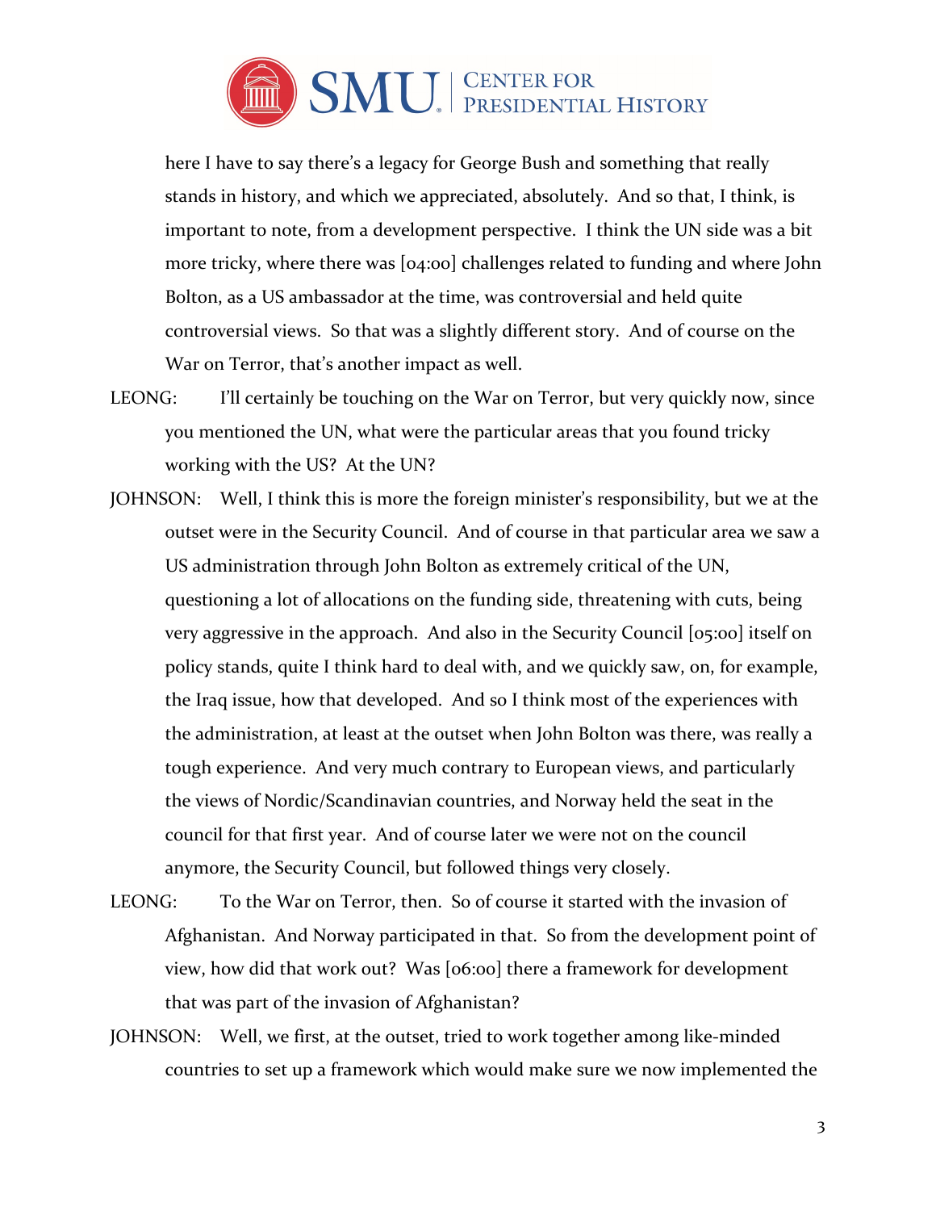here I have to say there's a legacy for George Bush and something that really stands in history, and which we appreciated, absolutely. And so that, I think, is important to note, from a development perspective. I think the UN side was a bit more tricky, where there was [04:00] challenges related to funding and where John Bolton, as a US ambassador at the time, was controversial and held quite controversial views. So that was a slightly different story. And of course on the War on Terror, that's another impact as well.

LEONG: I'll certainly be touching on the War on Terror, but very quickly now, since you mentioned the UN, what were the particular areas that you found tricky working with the US? At the UN?

JOHNSON: Well, I think this is more the foreign minister's responsibility, but we at the outset were in the Security Council. And of course in that particular area we saw a US administration through John Bolton as extremely critical of the UN, questioning a lot of allocations on the funding side, threatening with cuts, being very aggressive in the approach. And also in the Security Council [05:00] itself on policy stands, quite I think hard to deal with, and we quickly saw, on, for example, the Iraq issue, how that developed. And so I think most of the experiences with the administration, at least at the outset when John Bolton was there, was really a tough experience. And very much contrary to European views, and particularly the views of Nordic/Scandinavian countries, and Norway held the seat in the council for that first year. And of course later we were not on the council anymore, the Security Council, but followed things very closely.

LEONG: To the War on Terror, then. So of course it started with the invasion of Afghanistan. And Norway participated in that. So from the development point of view, how did that work out? Was [06:00] there a framework for development that was part of the invasion of Afghanistan?

JOHNSON: Well, we first, at the outset, tried to work together among like-minded countries to set up a framework which would make sure we now implemented the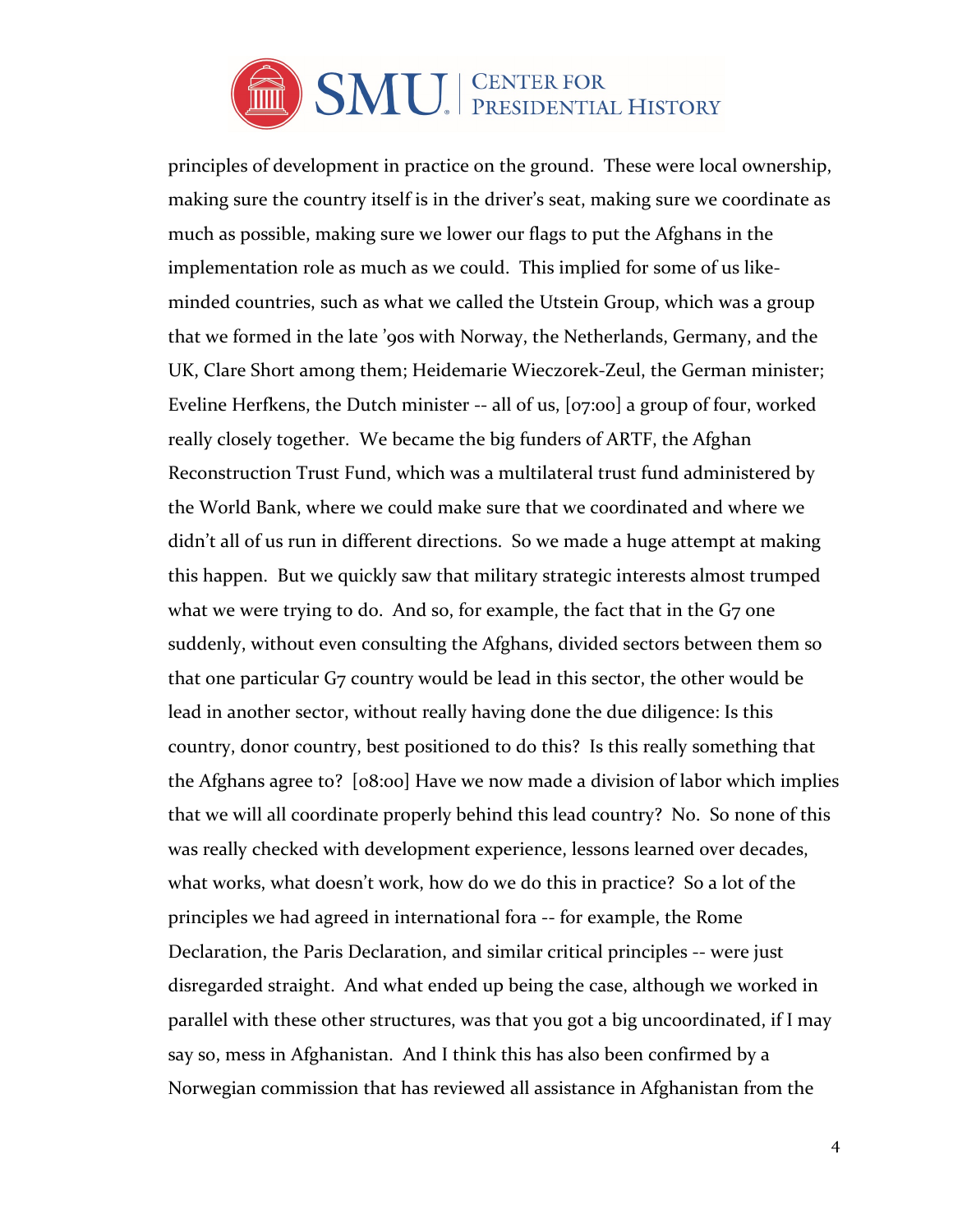principles of development in practice on the ground. These were local ownership, making sure the country itself is in the driver's seat, making sure we coordinate as much as possible, making sure we lower our flags to put the Afghans in the implementation role as much as we could. This implied for some of us like-minded countries, such as what we called the Utstein Group, which was a group that we formed in the late '90s with Norway, the Netherlands, Germany, and the UK, Clare Short among them; Heidemarie Wieczorek-Zeul, the German minister; Eveline Herfkens, the Dutch minister -- all of us, [07:00] a group of four, worked really closely together. We became the big funders of ARTF, the Afghan Reconstruction Trust Fund, which was a multilateral trust fund administered by the World Bank, where we could make sure that we coordinated and where we didn't all of us run in different directions. So we made a huge attempt at making this happen. But we quickly saw that military strategic interests almost trumped what we were trying to do. And so, for example, the fact that in the G7 one suddenly, without even consulting the Afghans, divided sectors between them so that one particular G7 country would be lead in this sector, the other would be lead in another sector, without really having done the due diligence: Is this country, donor country, best positioned to do this? Is this really something that the Afghans agree to? [08:00] Have we now made a division of labor which implies that we will all coordinate properly behind this lead country? No. So none of this was really checked with development experience, lessons learned over decades, what works, what doesn't work, how do we do this in practice? So a lot of the principles we had agreed in international fora -- for example, the Rome Declaration, the Paris Declaration, and similar critical principles -- were just disregarded straight. And what ended up being the case, although we worked in parallel with these other structures, was that you got a big uncoordinated, if I may say so, mess in Afghanistan. And I think this has also been confirmed by a Norwegian commission that has reviewed all assistance in Afghanistan from the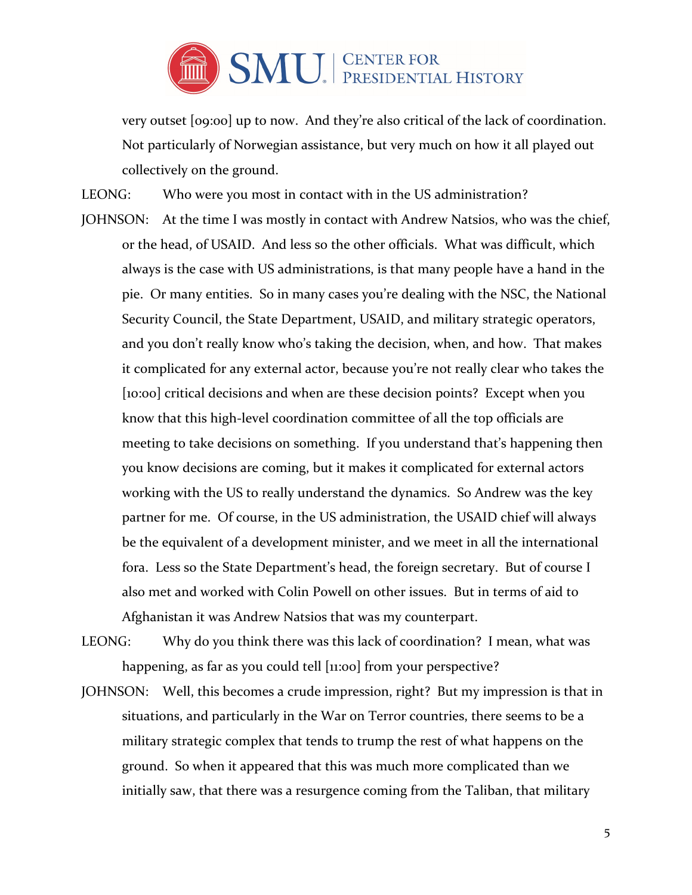very outset [09:00] up to now. And they're also critical of the lack of coordination. Not particularly of Norwegian assistance, but very much on how it all played out collectively on the ground.

LEONG: Who were you most in contact with in the US administration?

JOHNSON: At the time I was mostly in contact with Andrew Natsios, who was the chief, or the head, of USAID. And less so the other officials. What was difficult, which always is the case with US administrations, is that many people have a hand in the pie. Or many entities. So in many cases you're dealing with the NSC, the National Security Council, the State Department, USAID, and military strategic operators, and you don't really know who's taking the decision, when, and how. That makes it complicated for any external actor, because you're not really clear who takes the [10:00] critical decisions and when are these decision points? Except when you know that this high-level coordination committee of all the top officials are meeting to take decisions on something. If you understand that's happening then you know decisions are coming, but it makes it complicated for external actors working with the US to really understand the dynamics. So Andrew was the key partner for me. Of course, in the US administration, the USAID chief will always be the equivalent of a development minister, and we meet in all the international fora. Less so the State Department's head, the foreign secretary. But of course I also met and worked with Colin Powell on other issues. But in terms of aid to Afghanistan it was Andrew Natsios that was my counterpart.

LEONG: Why do you think there was this lack of coordination? I mean, what was happening, as far as you could tell [11:00] from your perspective?

JOHNSON: Well, this becomes a crude impression, right? But my impression is that in situations, and particularly in the War on Terror countries, there seems to be a military strategic complex that tends to trump the rest of what happens on the ground. So when it appeared that this was much more complicated than we initially saw, that there was a resurgence coming from the Taliban, that military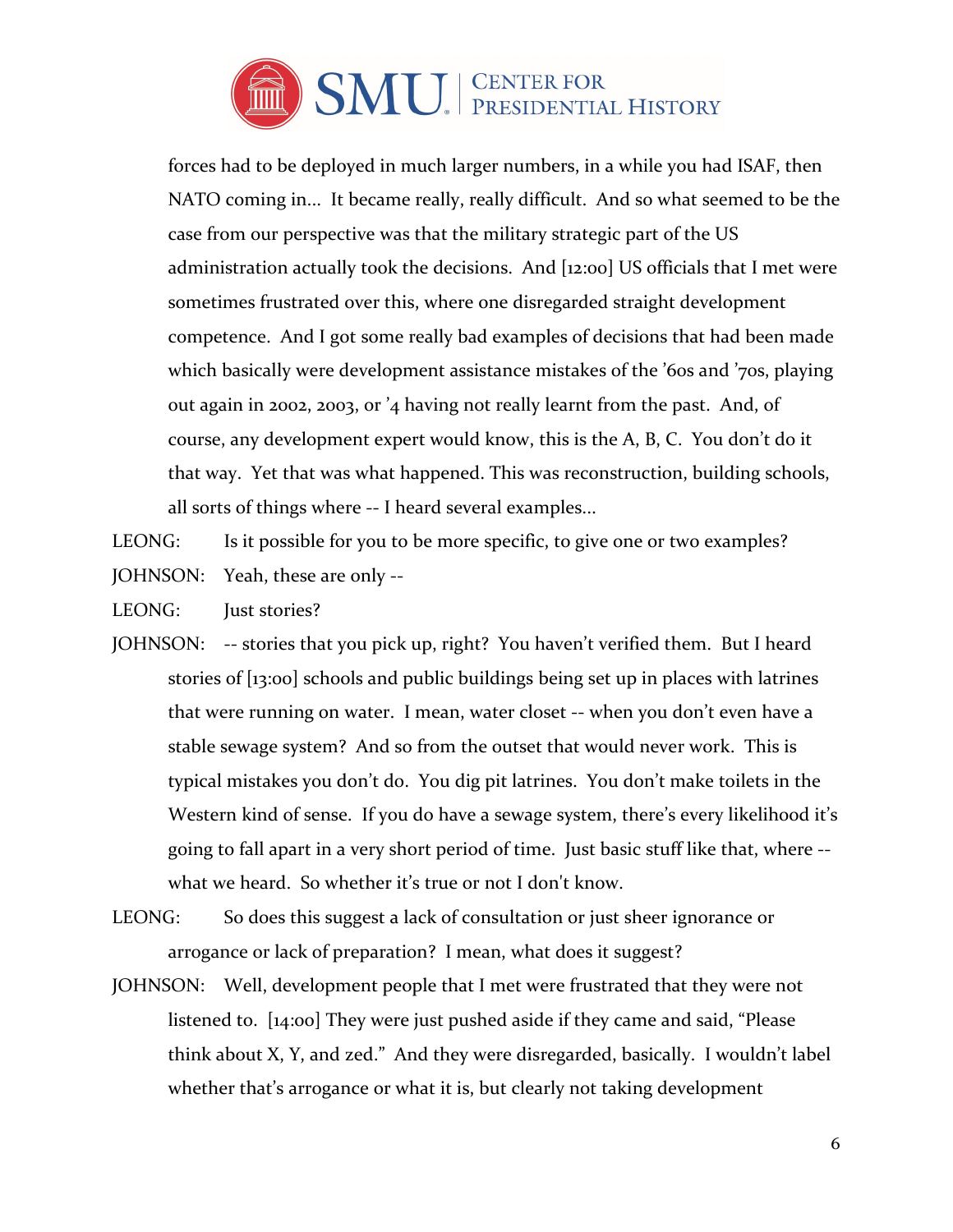forces had to be deployed in much larger numbers, in a while you had ISAF, then NATO coming in... It became really, really difficult. And so what seemed to be the case from our perspective was that the military strategic part of the US administration actually took the decisions. And [12:00] US officials that I met were sometimes frustrated over this, where one disregarded straight development competence. And I got some really bad examples of decisions that had been made which basically were development assistance mistakes of the '60s and '70s, playing out again in 2002, 2003, or '4 having not really learnt from the past. And, of course, any development expert would know, this is the A, B, C. You don't do it that way. Yet that was what happened. This was reconstruction, building schools, all sorts of things where -- I heard several examples...

LEONG: Is it possible for you to be more specific, to give one or two examples?

JOHNSON: Yeah, these are only --

LEONG: Just stories?

JOHNSON: -- stories that you pick up, right? You haven't verified them. But I heard stories of [13:00] schools and public buildings being set up in places with latrines that were running on water. I mean, water closet -- when you don't even have a stable sewage system? And so from the outset that would never work. This is typical mistakes you don't do. You dig pit latrines. You don't make toilets in the Western kind of sense. If you do have a sewage system, there's every likelihood it's going to fall apart in a very short period of time. Just basic stuff like that, where -- what we heard. So whether it's true or not I don't know.

LEONG: So does this suggest a lack of consultation or just sheer ignorance or arrogance or lack of preparation? I mean, what does it suggest?

JOHNSON: Well, development people that I met were frustrated that they were not listened to. [14:00] They were just pushed aside if they came and said, "Please think about X, Y, and zed." And they were disregarded, basically. I wouldn't label whether that's arrogance or what it is, but clearly not taking development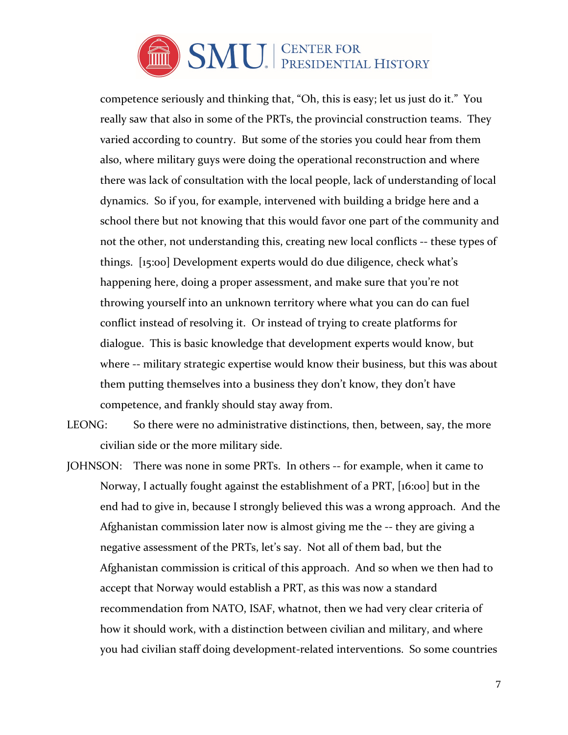competence seriously and thinking that, "Oh, this is easy; let us just do it." You really saw that also in some of the PRTs, the provincial construction teams. They varied according to country. But some of the stories you could hear from them also, where military guys were doing the operational reconstruction and where there was lack of consultation with the local people, lack of understanding of local dynamics. So if you, for example, intervened with building a bridge here and a school there but not knowing that this would favor one part of the community and not the other, not understanding this, creating new local conflicts -- these types of things. [15:00] Development experts would do due diligence, check what's happening here, doing a proper assessment, and make sure that you're not throwing yourself into an unknown territory where what you can do can fuel conflict instead of resolving it. Or instead of trying to create platforms for dialogue. This is basic knowledge that development experts would know, but where -- military strategic expertise would know their business, but this was about them putting themselves into a business they don't know, they don't have competence, and frankly should stay away from.

LEONG: So there were no administrative distinctions, then, between, say, the more civilian side or the more military side.

JOHNSON: There was none in some PRTs. In others -- for example, when it came to Norway, I actually fought against the establishment of a PRT, [16:00] but in the end had to give in, because I strongly believed this was a wrong approach. And the Afghanistan commission later now is almost giving me the -- they are giving a negative assessment of the PRTs, let's say. Not all of them bad, but the Afghanistan commission is critical of this approach. And so when we then had to accept that Norway would establish a PRT, as this was now a standard recommendation from NATO, ISAF, whatnot, then we had very clear criteria of how it should work, with a distinction between civilian and military, and where you had civilian staff doing development-related interventions. So some countries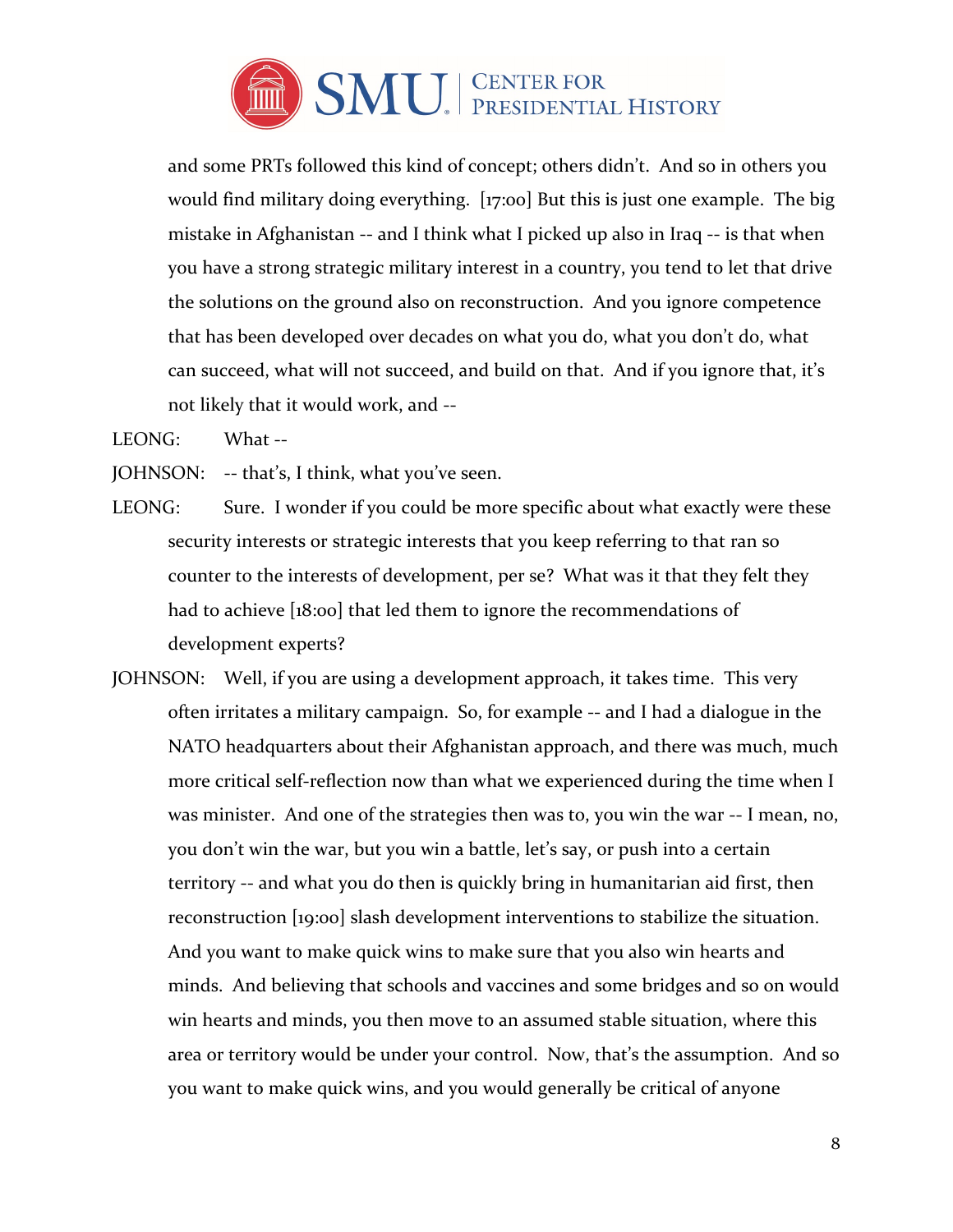and some PRTs followed this kind of concept; others didn't. And so in others you would find military doing everything. [17:00] But this is just one example. The big mistake in Afghanistan -- and I think what I picked up also in Iraq -- is that when you have a strong strategic military interest in a country, you tend to let that drive the solutions on the ground also on reconstruction. And you ignore competence that has been developed over decades on what you do, what you don't do, what can succeed, what will not succeed, and build on that. And if you ignore that, it's not likely that it would work, and --

LEONG: What --

JOHNSON: -- that's, I think, what you've seen.

LEONG: Sure. I wonder if you could be more specific about what exactly were these security interests or strategic interests that you keep referring to that ran so counter to the interests of development, per se? What was it that they felt they had to achieve [18:00] that led them to ignore the recommendations of development experts?

JOHNSON: Well, if you are using a development approach, it takes time. This very often irritates a military campaign. So, for example -- and I had a dialogue in the NATO headquarters about their Afghanistan approach, and there was much, much more critical self-reflection now than what we experienced during the time when I was minister. And one of the strategies then was to, you win the war -- I mean, no, you don't win the war, but you win a battle, let's say, or push into a certain territory -- and what you do then is quickly bring in humanitarian aid first, then reconstruction [19:00] slash development interventions to stabilize the situation. And you want to make quick wins to make sure that you also win hearts and minds. And believing that schools and vaccines and some bridges and so on would win hearts and minds, you then move to an assumed stable situation, where this area or territory would be under your control. Now, that's the assumption. And so you want to make quick wins, and you would generally be critical of anyone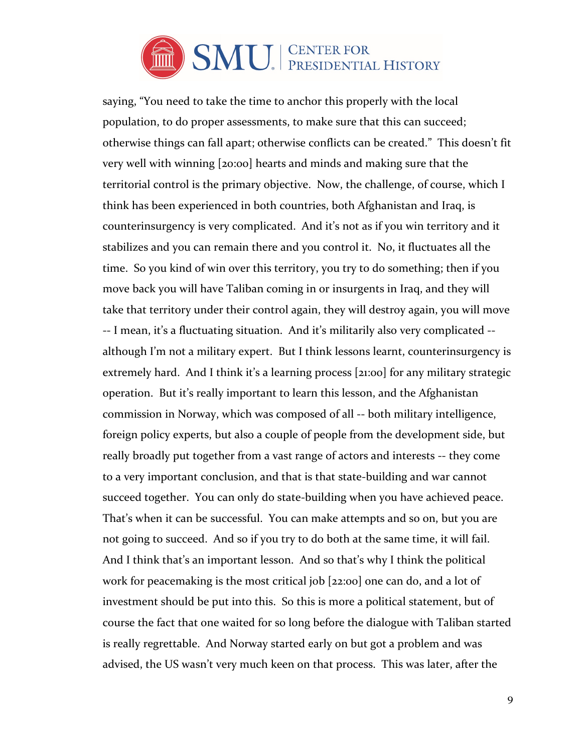saying, "You need to take the time to anchor this properly with the local population, to do proper assessments, to make sure that this can succeed; otherwise things can fall apart; otherwise conflicts can be created." This doesn't fit very well with winning [20:00] hearts and minds and making sure that the territorial control is the primary objective. Now, the challenge, of course, which I think has been experienced in both countries, both Afghanistan and Iraq, is counterinsurgency is very complicated. And it's not as if you win territory and it stabilizes and you can remain there and you control it. No, it fluctuates all the time. So you kind of win over this territory, you try to do something; then if you move back you will have Taliban coming in or insurgents in Iraq, and they will take that territory under their control again, they will destroy again, you will move -- I mean, it's a fluctuating situation. And it's militarily also very complicated -- although I'm not a military expert. But I think lessons learnt, counterinsurgency is extremely hard. And I think it's a learning process [21:00] for any military strategic operation. But it's really important to learn this lesson, and the Afghanistan commission in Norway, which was composed of all -- both military intelligence, foreign policy experts, but also a couple of people from the development side, but really broadly put together from a vast range of actors and interests -- they come to a very important conclusion, and that is that state-building and war cannot succeed together. You can only do state-building when you have achieved peace. That's when it can be successful. You can make attempts and so on, but you are not going to succeed. And so if you try to do both at the same time, it will fail. And I think that's an important lesson. And so that's why I think the political work for peacemaking is the most critical job [22:00] one can do, and a lot of investment should be put into this. So this is more a political statement, but of course the fact that one waited for so long before the dialogue with Taliban started is really regrettable. And Norway started early on but got a problem and was advised, the US wasn't very much keen on that process. This was later, after the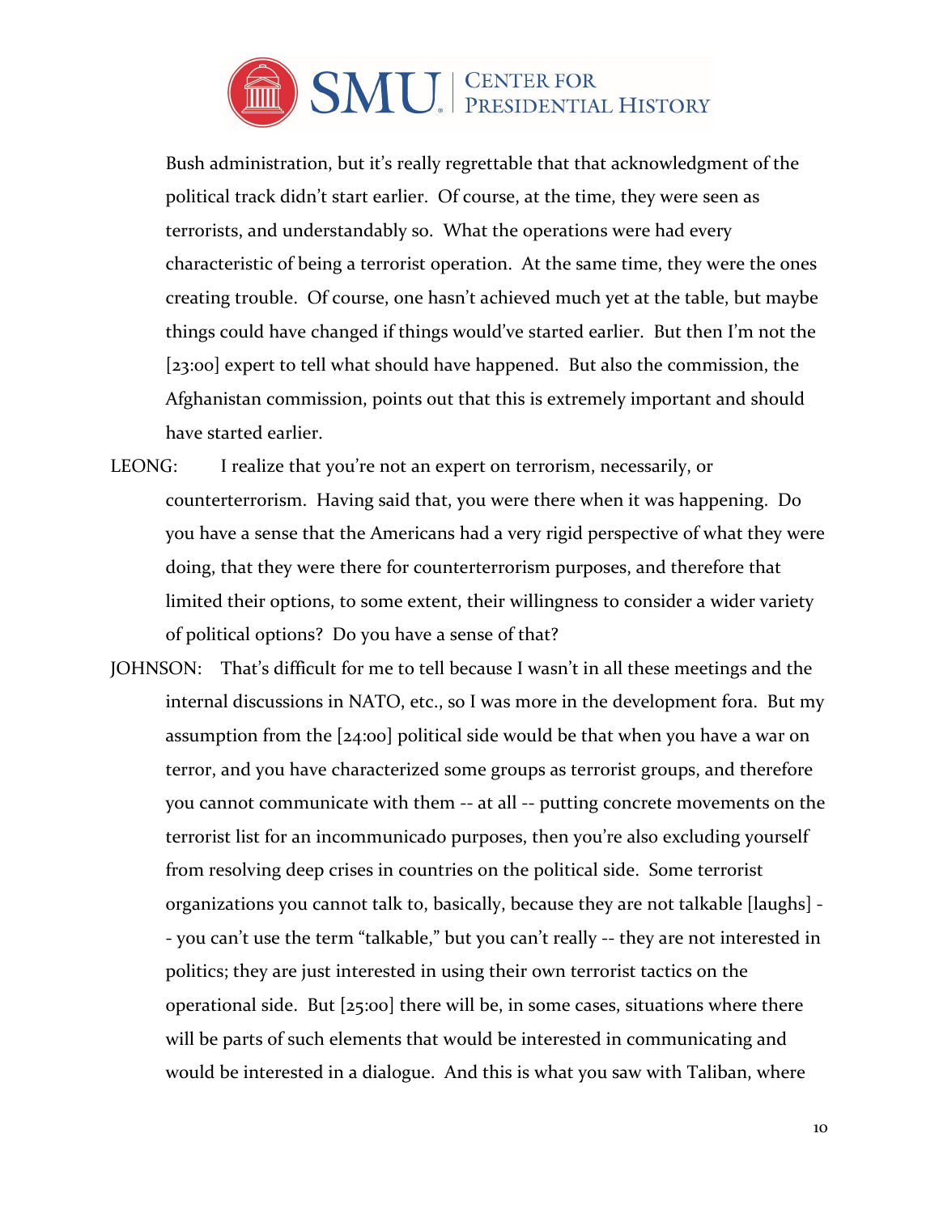Bush administration, but it's really regrettable that that acknowledgment of the political track didn't start earlier. Of course, at the time, they were seen as terrorists, and understandably so. What the operations were had every characteristic of being a terrorist operation. At the same time, they were the ones creating trouble. Of course, one hasn't achieved much yet at the table, but maybe things could have changed if things would've started earlier. But then I'm not the [23:00] expert to tell what should have happened. But also the commission, the Afghanistan commission, points out that this is extremely important and should have started earlier.

LEONG: I realize that you're not an expert on terrorism, necessarily, or counterterrorism. Having said that, you were there when it was happening. Do you have a sense that the Americans had a very rigid perspective of what they were doing, that they were there for counterterrorism purposes, and therefore that limited their options, to some extent, their willingness to consider a wider variety of political options? Do you have a sense of that?

JOHNSON: That's difficult for me to tell because I wasn't in all these meetings and the internal discussions in NATO, etc., so I was more in the development fora. But my assumption from the [24:00] political side would be that when you have a war on terror, and you have characterized some groups as terrorist groups, and therefore you cannot communicate with them -- at all -- putting concrete movements on the terrorist list for an incommunicado purposes, then you're also excluding yourself from resolving deep crises in countries on the political side. Some terrorist organizations you cannot talk to, basically, because they are not talkable [laughs] -- you can't use the term "talkable," but you can't really -- they are not interested in politics; they are just interested in using their own terrorist tactics on the operational side. But [25:00] there will be, in some cases, situations where there will be parts of such elements that would be interested in communicating and would be interested in a dialogue. And this is what you saw with Taliban, where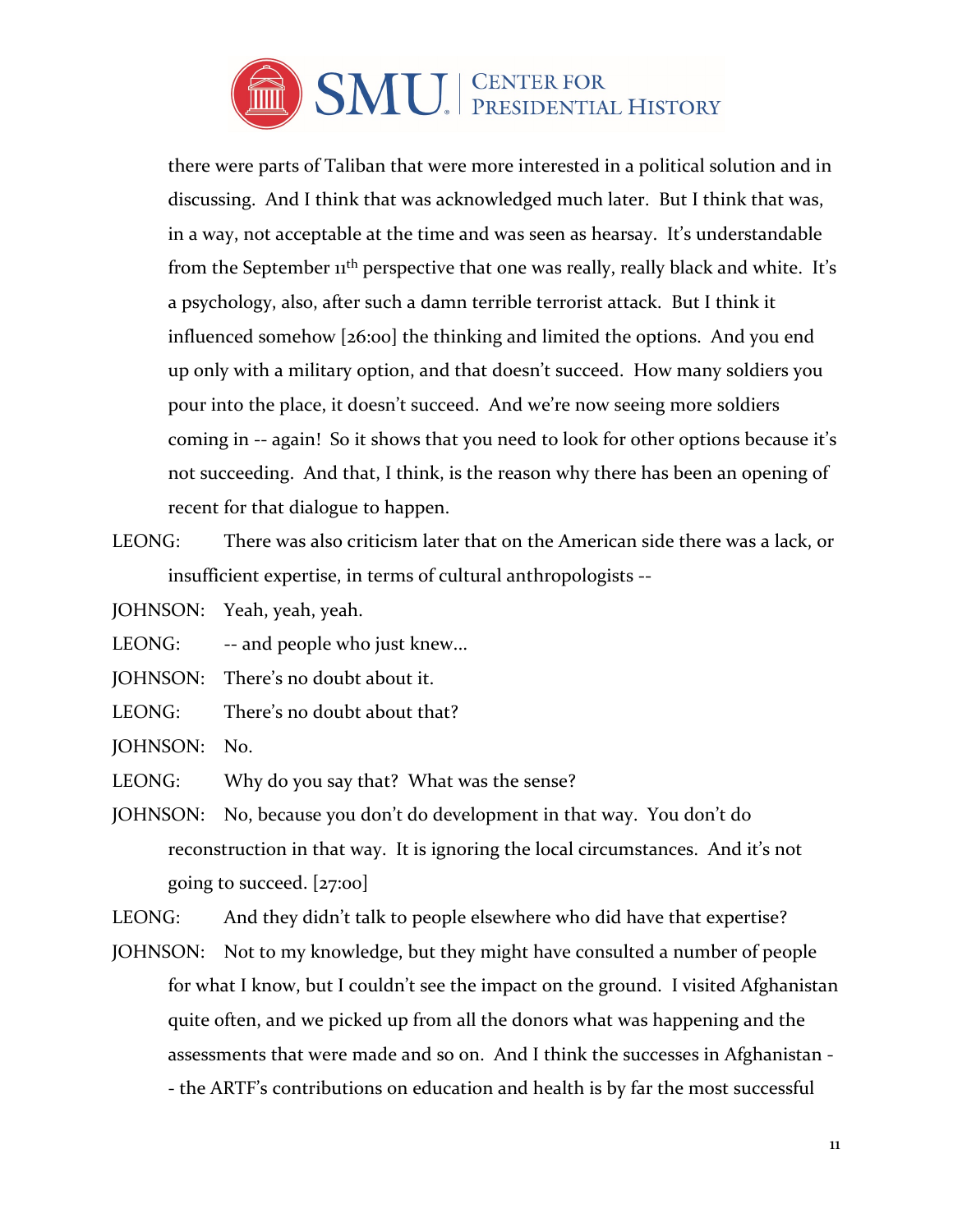there were parts of Taliban that were more interested in a political solution and in discussing. And I think that was acknowledged much later. But I think that was, in a way, not acceptable at the time and was seen as hearsay. It's understandable from the September 11th perspective that one was really, really black and white. It's a psychology, also, after such a damn terrible terrorist attack. But I think it influenced somehow [26:00] the thinking and limited the options. And you end up only with a military option, and that doesn't succeed. How many soldiers you pour into the place, it doesn't succeed. And we're now seeing more soldiers coming in -- again! So it shows that you need to look for other options because it's not succeeding. And that, I think, is the reason why there has been an opening of recent for that dialogue to happen.

LEONG: There was also criticism later that on the American side there was a lack, or insufficient expertise, in terms of cultural anthropologists --

JOHNSON: Yeah, yeah, yeah.

LEONG: -- and people who just knew...

JOHNSON: There's no doubt about it.

LEONG: There's no doubt about that?

JOHNSON: No.

LEONG: Why do you say that? What was the sense?

JOHNSON: No, because you don't do development in that way. You don't do reconstruction in that way. It is ignoring the local circumstances. And it's not going to succeed. [27:00]

LEONG: And they didn't talk to people elsewhere who did have that expertise?

JOHNSON: Not to my knowledge, but they might have consulted a number of people for what I know, but I couldn't see the impact on the ground. I visited Afghanistan quite often, and we picked up from all the donors what was happening and the assessments that were made and so on. And I think the successes in Afghanistan -- the ARTF's contributions on education and health is by far the most successful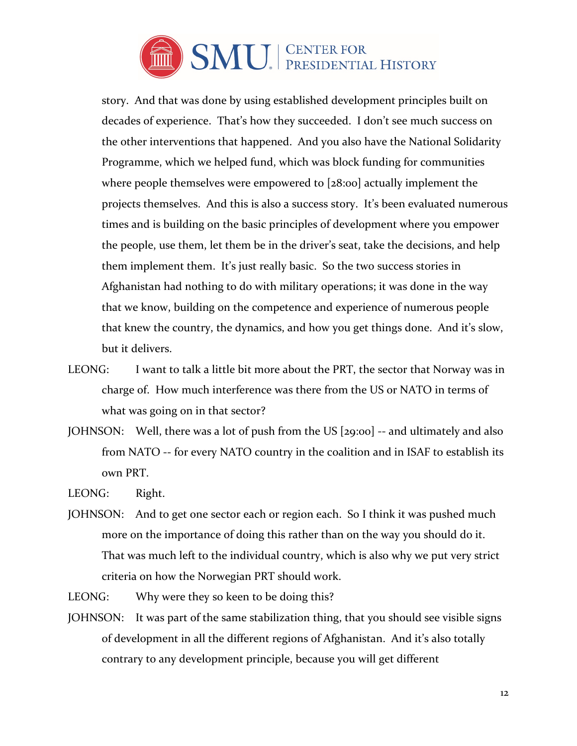story. And that was done by using established development principles built on decades of experience. That's how they succeeded. I don't see much success on the other interventions that happened. And you also have the National Solidarity Programme, which we helped fund, which was block funding for communities where people themselves were empowered to [28:00] actually implement the projects themselves. And this is also a success story. It's been evaluated numerous times and is building on the basic principles of development where you empower the people, use them, let them be in the driver's seat, take the decisions, and help them implement them. It's just really basic. So the two success stories in Afghanistan had nothing to do with military operations; it was done in the way that we know, building on the competence and experience of numerous people that knew the country, the dynamics, and how you get things done. And it's slow, but it delivers.

LEONG: I want to talk a little bit more about the PRT, the sector that Norway was in charge of. How much interference was there from the US or NATO in terms of what was going on in that sector?

JOHNSON: Well, there was a lot of push from the US [29:00] -- and ultimately and also from NATO -- for every NATO country in the coalition and in ISAF to establish its own PRT.

LEONG: Right.

JOHNSON: And to get one sector each or region each. So I think it was pushed much more on the importance of doing this rather than on the way you should do it. That was much left to the individual country, which is also why we put very strict criteria on how the Norwegian PRT should work.

LEONG: Why were they so keen to be doing this?

JOHNSON: It was part of the same stabilization thing, that you should see visible signs of development in all the different regions of Afghanistan. And it's also totally contrary to any development principle, because you will get different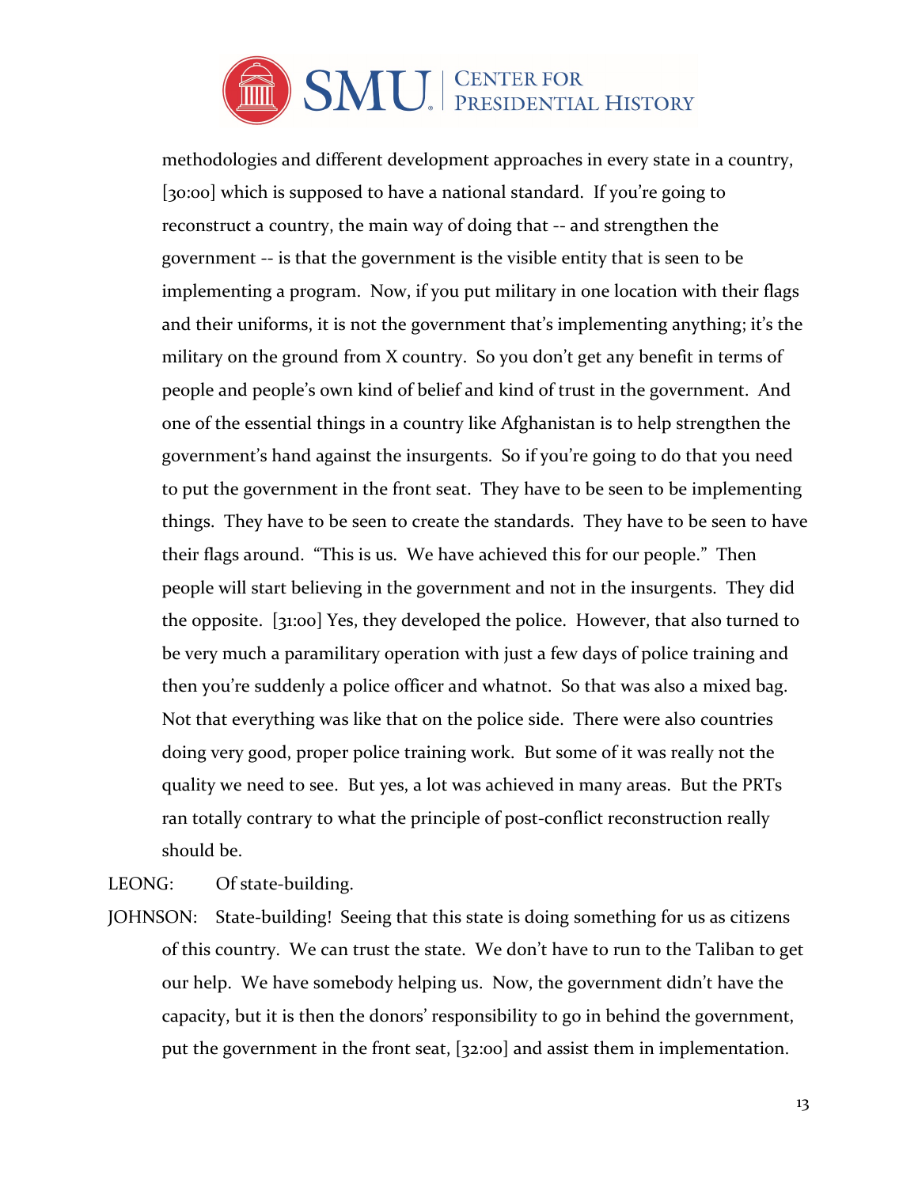methodologies and different development approaches in every state in a country, [30:00] which is supposed to have a national standard. If you're going to reconstruct a country, the main way of doing that -- and strengthen the government -- is that the government is the visible entity that is seen to be implementing a program. Now, if you put military in one location with their flags and their uniforms, it is not the government that's implementing anything; it's the military on the ground from X country. So you don't get any benefit in terms of people and people's own kind of belief and kind of trust in the government. And one of the essential things in a country like Afghanistan is to help strengthen the government's hand against the insurgents. So if you're going to do that you need to put the government in the front seat. They have to be seen to be implementing things. They have to be seen to create the standards. They have to be seen to have their flags around. "This is us. We have achieved this for our people." Then people will start believing in the government and not in the insurgents. They did the opposite. [31:00] Yes, they developed the police. However, that also turned to be very much a paramilitary operation with just a few days of police training and then you're suddenly a police officer and whatnot. So that was also a mixed bag. Not that everything was like that on the police side. There were also countries doing very good, proper police training work. But some of it was really not the quality we need to see. But yes, a lot was achieved in many areas. But the PRTs ran totally contrary to what the principle of post-conflict reconstruction really should be.

LEONG: Of state-building.

JOHNSON: State-building! Seeing that this state is doing something for us as citizens of this country. We can trust the state. We don't have to run to the Taliban to get our help. We have somebody helping us. Now, the government didn't have the capacity, but it is then the donors' responsibility to go in behind the government, put the government in the front seat, [32:00] and assist them in implementation.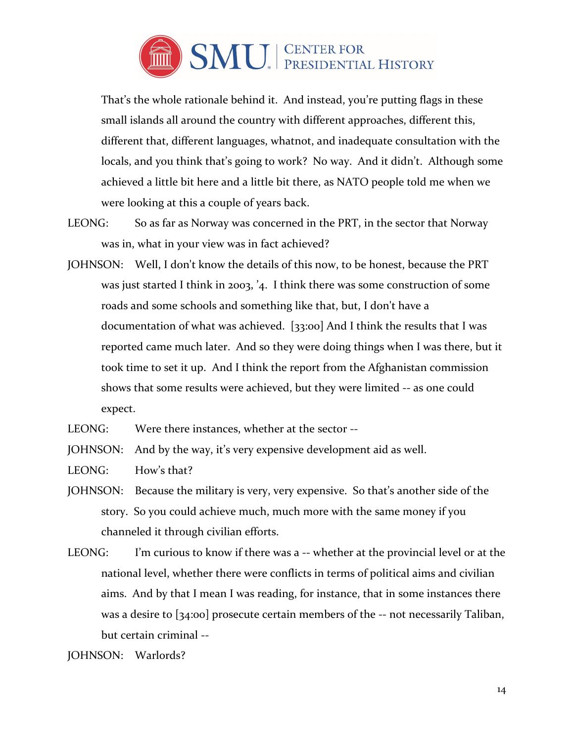That's the whole rationale behind it. And instead, you're putting flags in these small islands all around the country with different approaches, different this, different that, different languages, whatnot, and inadequate consultation with the locals, and you think that's going to work? No way. And it didn't. Although some achieved a little bit here and a little bit there, as NATO people told me when we were looking at this a couple of years back.

LEONG: So as far as Norway was concerned in the PRT, in the sector that Norway was in, what in your view was in fact achieved?

JOHNSON: Well, I don't know the details of this now, to be honest, because the PRT was just started I think in 2003, '4. I think there was some construction of some roads and some schools and something like that, but, I don't have a documentation of what was achieved. [33:00] And I think the results that I was reported came much later. And so they were doing things when I was there, but it took time to set it up. And I think the report from the Afghanistan commission shows that some results were achieved, but they were limited -- as one could expect.

LEONG: Were there instances, whether at the sector --

JOHNSON: And by the way, it's very expensive development aid as well.

LEONG: How's that?

JOHNSON: Because the military is very, very expensive. So that's another side of the story. So you could achieve much, much more with the same money if you channeled it through civilian efforts.

LEONG: I'm curious to know if there was a -- whether at the provincial level or at the national level, whether there were conflicts in terms of political aims and civilian aims. And by that I mean I was reading, for instance, that in some instances there was a desire to [34:00] prosecute certain members of the -- not necessarily Taliban, but certain criminal --

JOHNSON: Warlords?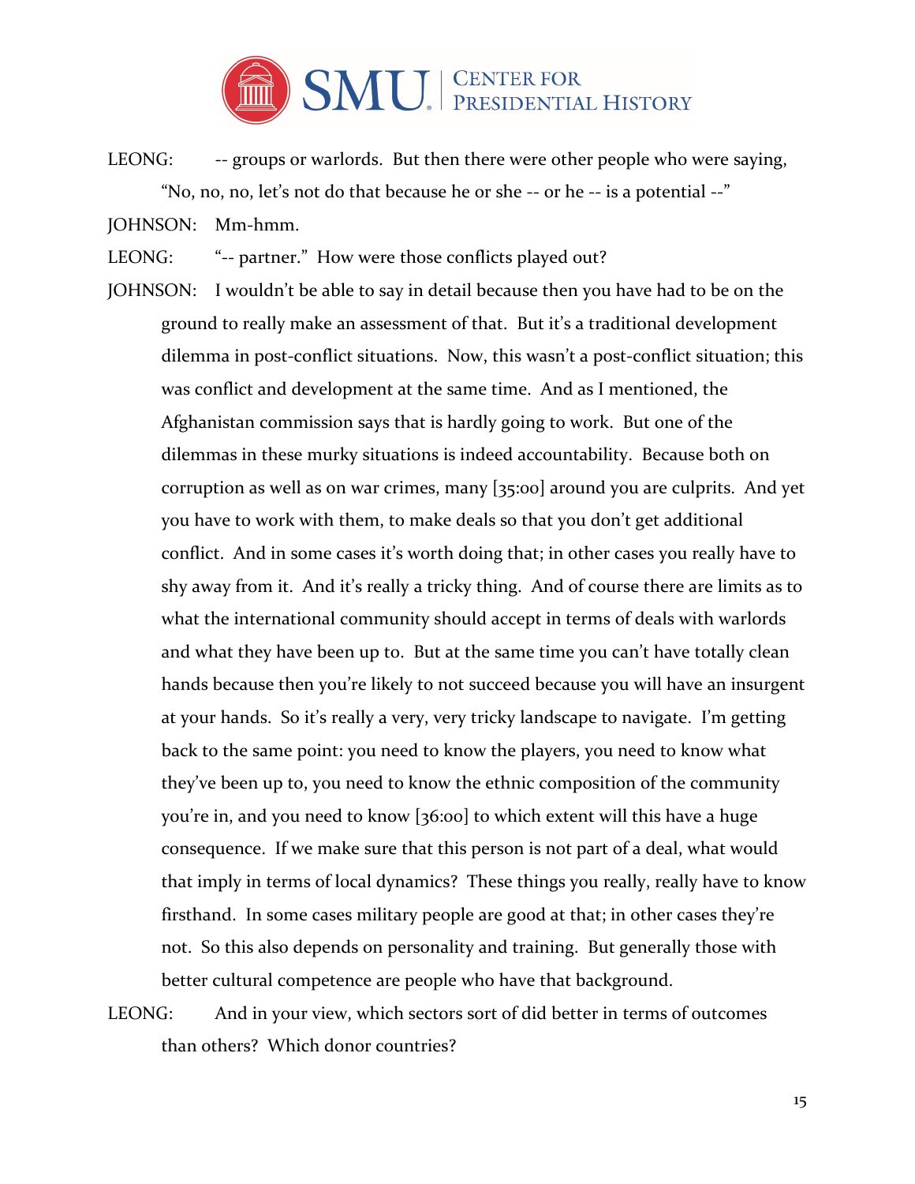LEONG: -- groups or warlords. But then there were other people who were saying, "No, no, no, let's not do that because he or she -- or he -- is a potential --"

JOHNSON: Mm-hmm.

LEONG: "-- partner." How were those conflicts played out?

JOHNSON: I wouldn't be able to say in detail because then you have had to be on the ground to really make an assessment of that. But it's a traditional development dilemma in post-conflict situations. Now, this wasn't a post-conflict situation; this was conflict and development at the same time. And as I mentioned, the Afghanistan commission says that is hardly going to work. But one of the dilemmas in these murky situations is indeed accountability. Because both on corruption as well as on war crimes, many [35:00] around you are culprits. And yet you have to work with them, to make deals so that you don't get additional conflict. And in some cases it's worth doing that; in other cases you really have to shy away from it. And it's really a tricky thing. And of course there are limits as to what the international community should accept in terms of deals with warlords and what they have been up to. But at the same time you can't have totally clean hands because then you're likely to not succeed because you will have an insurgent at your hands. So it's really a very, very tricky landscape to navigate. I'm getting back to the same point: you need to know the players, you need to know what they've been up to, you need to know the ethnic composition of the community you're in, and you need to know [36:00] to which extent will this have a huge consequence. If we make sure that this person is not part of a deal, what would that imply in terms of local dynamics? These things you really, really have to know firsthand. In some cases military people are good at that; in other cases they're not. So this also depends on personality and training. But generally those with better cultural competence are people who have that background.

LEONG: And in your view, which sectors sort of did better in terms of outcomes than others? Which donor countries?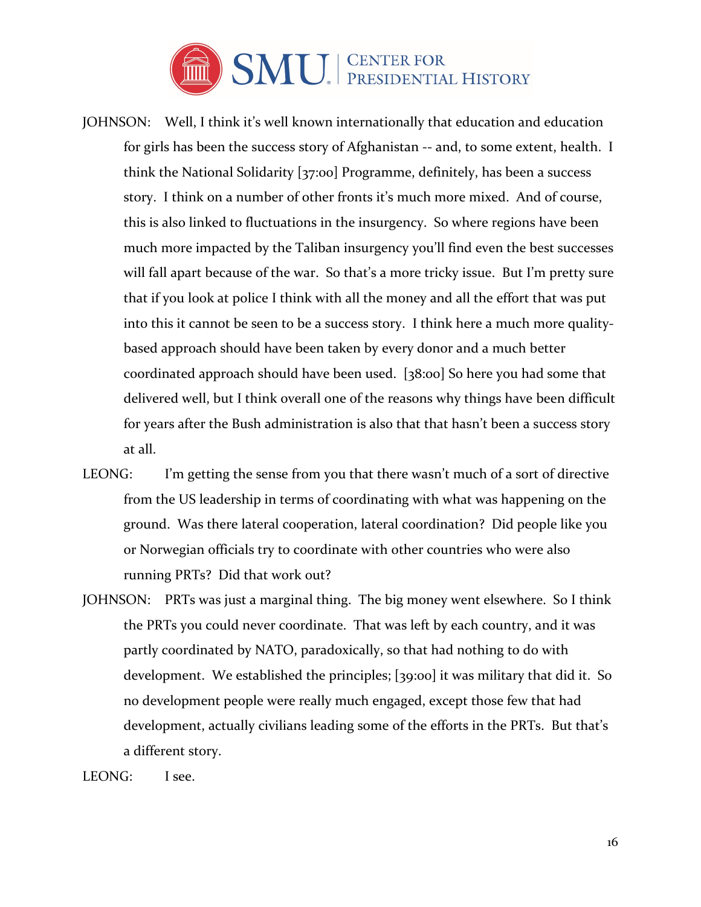JOHNSON: Well, I think it's well known internationally that education and education for girls has been the success story of Afghanistan -- and, to some extent, health. I think the National Solidarity [37:00] Programme, definitely, has been a success story. I think on a number of other fronts it's much more mixed. And of course, this is also linked to fluctuations in the insurgency. So where regions have been much more impacted by the Taliban insurgency you'll find even the best successes will fall apart because of the war. So that's a more tricky issue. But I'm pretty sure that if you look at police I think with all the money and all the effort that was put into this it cannot be seen to be a success story. I think here a much more quality-based approach should have been taken by every donor and a much better coordinated approach should have been used. [38:00] So here you had some that delivered well, but I think overall one of the reasons why things have been difficult for years after the Bush administration is also that that hasn't been a success story at all.

LEONG: I'm getting the sense from you that there wasn't much of a sort of directive from the US leadership in terms of coordinating with what was happening on the ground. Was there lateral cooperation, lateral coordination? Did people like you or Norwegian officials try to coordinate with other countries who were also running PRTs? Did that work out?

JOHNSON: PRTs was just a marginal thing. The big money went elsewhere. So I think the PRTs you could never coordinate. That was left by each country, and it was partly coordinated by NATO, paradoxically, so that had nothing to do with development. We established the principles; [39:00] it was military that did it. So no development people were really much engaged, except those few that had development, actually civilians leading some of the efforts in the PRTs. But that's a different story.

LEONG: I see.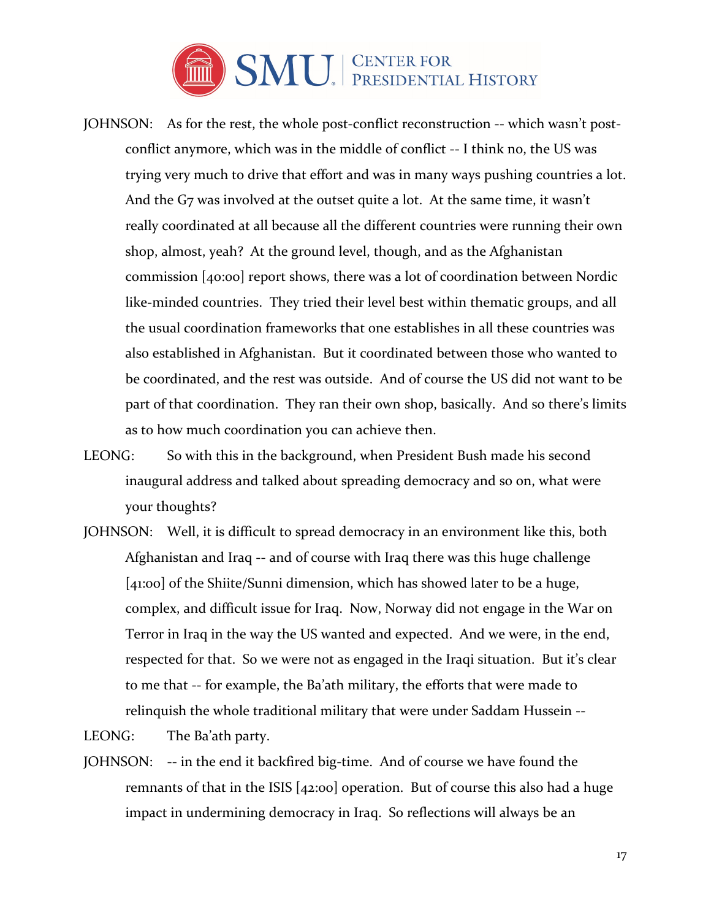JOHNSON: As for the rest, the whole post-conflict reconstruction -- which wasn't post-conflict anymore, which was in the middle of conflict -- I think no, the US was trying very much to drive that effort and was in many ways pushing countries a lot. And the G7 was involved at the outset quite a lot. At the same time, it wasn't really coordinated at all because all the different countries were running their own shop, almost, yeah? At the ground level, though, and as the Afghanistan commission [40:00] report shows, there was a lot of coordination between Nordic like-minded countries. They tried their level best within thematic groups, and all the usual coordination frameworks that one establishes in all these countries was also established in Afghanistan. But it coordinated between those who wanted to be coordinated, and the rest was outside. And of course the US did not want to be part of that coordination. They ran their own shop, basically. And so there's limits as to how much coordination you can achieve then.

LEONG: So with this in the background, when President Bush made his second inaugural address and talked about spreading democracy and so on, what were your thoughts?

JOHNSON: Well, it is difficult to spread democracy in an environment like this, both Afghanistan and Iraq -- and of course with Iraq there was this huge challenge [41:00] of the Shiite/Sunni dimension, which has showed later to be a huge, complex, and difficult issue for Iraq. Now, Norway did not engage in the War on Terror in Iraq in the way the US wanted and expected. And we were, in the end, respected for that. So we were not as engaged in the Iraqi situation. But it's clear to me that -- for example, the Ba'ath military, the efforts that were made to relinquish the whole traditional military that were under Saddam Hussein --

LEONG: The Ba'ath party.

JOHNSON: -- in the end it backfired big-time. And of course we have found the remnants of that in the ISIS [42:00] operation. But of course this also had a huge impact in undermining democracy in Iraq. So reflections will always be an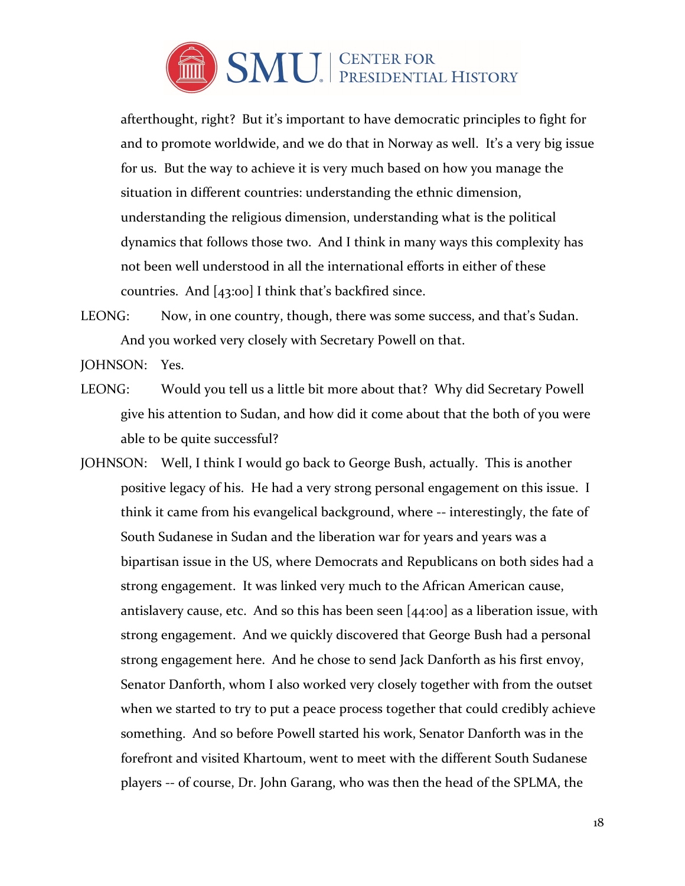afterthought, right? But it's important to have democratic principles to fight for and to promote worldwide, and we do that in Norway as well. It's a very big issue for us. But the way to achieve it is very much based on how you manage the situation in different countries: understanding the ethnic dimension, understanding the religious dimension, understanding what is the political dynamics that follows those two. And I think in many ways this complexity has not been well understood in all the international efforts in either of these countries. And [43:00] I think that's backfired since.

LEONG: Now, in one country, though, there was some success, and that's Sudan. And you worked very closely with Secretary Powell on that.

JOHNSON: Yes.

LEONG: Would you tell us a little bit more about that? Why did Secretary Powell give his attention to Sudan, and how did it come about that the both of you were able to be quite successful?

JOHNSON: Well, I think I would go back to George Bush, actually. This is another positive legacy of his. He had a very strong personal engagement on this issue. I think it came from his evangelical background, where -- interestingly, the fate of South Sudanese in Sudan and the liberation war for years and years was a bipartisan issue in the US, where Democrats and Republicans on both sides had a strong engagement. It was linked very much to the African American cause, antislavery cause, etc. And so this has been seen [44:00] as a liberation issue, with strong engagement. And we quickly discovered that George Bush had a personal strong engagement here. And he chose to send Jack Danforth as his first envoy, Senator Danforth, whom I also worked very closely together with from the outset when we started to try to put a peace process together that could credibly achieve something. And so before Powell started his work, Senator Danforth was in the forefront and visited Khartoum, went to meet with the different South Sudanese players -- of course, Dr. John Garang, who was then the head of the SPLMA, the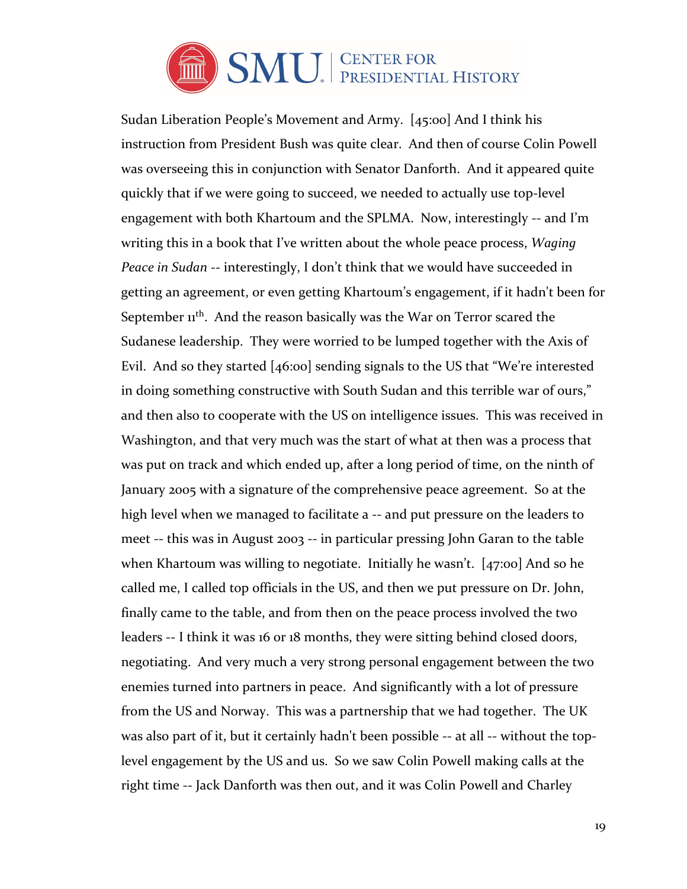Sudan Liberation People's Movement and Army. [45:00] And I think his instruction from President Bush was quite clear. And then of course Colin Powell was overseeing this in conjunction with Senator Danforth. And it appeared quite quickly that if we were going to succeed, we needed to actually use top-level engagement with both Khartoum and the SPLMA. Now, interestingly -- and I'm writing this in a book that I've written about the whole peace process, *Waging Peace in Sudan* -- interestingly, I don't think that we would have succeeded in getting an agreement, or even getting Khartoum's engagement, if it hadn't been for September 11th. And the reason basically was the War on Terror scared the Sudanese leadership. They were worried to be lumped together with the Axis of Evil. And so they started [46:00] sending signals to the US that "We're interested in doing something constructive with South Sudan and this terrible war of ours," and then also to cooperate with the US on intelligence issues. This was received in Washington, and that very much was the start of what at then was a process that was put on track and which ended up, after a long period of time, on the ninth of January 2005 with a signature of the comprehensive peace agreement. So at the high level when we managed to facilitate a -- and put pressure on the leaders to meet -- this was in August 2003 -- in particular pressing John Garan to the table when Khartoum was willing to negotiate. Initially he wasn't. [47:00] And so he called me, I called top officials in the US, and then we put pressure on Dr. John, finally came to the table, and from then on the peace process involved the two leaders -- I think it was 16 or 18 months, they were sitting behind closed doors, negotiating. And very much a very strong personal engagement between the two enemies turned into partners in peace. And significantly with a lot of pressure from the US and Norway. This was a partnership that we had together. The UK was also part of it, but it certainly hadn't been possible -- at all -- without the top-level engagement by the US and us. So we saw Colin Powell making calls at the right time -- Jack Danforth was then out, and it was Colin Powell and Charley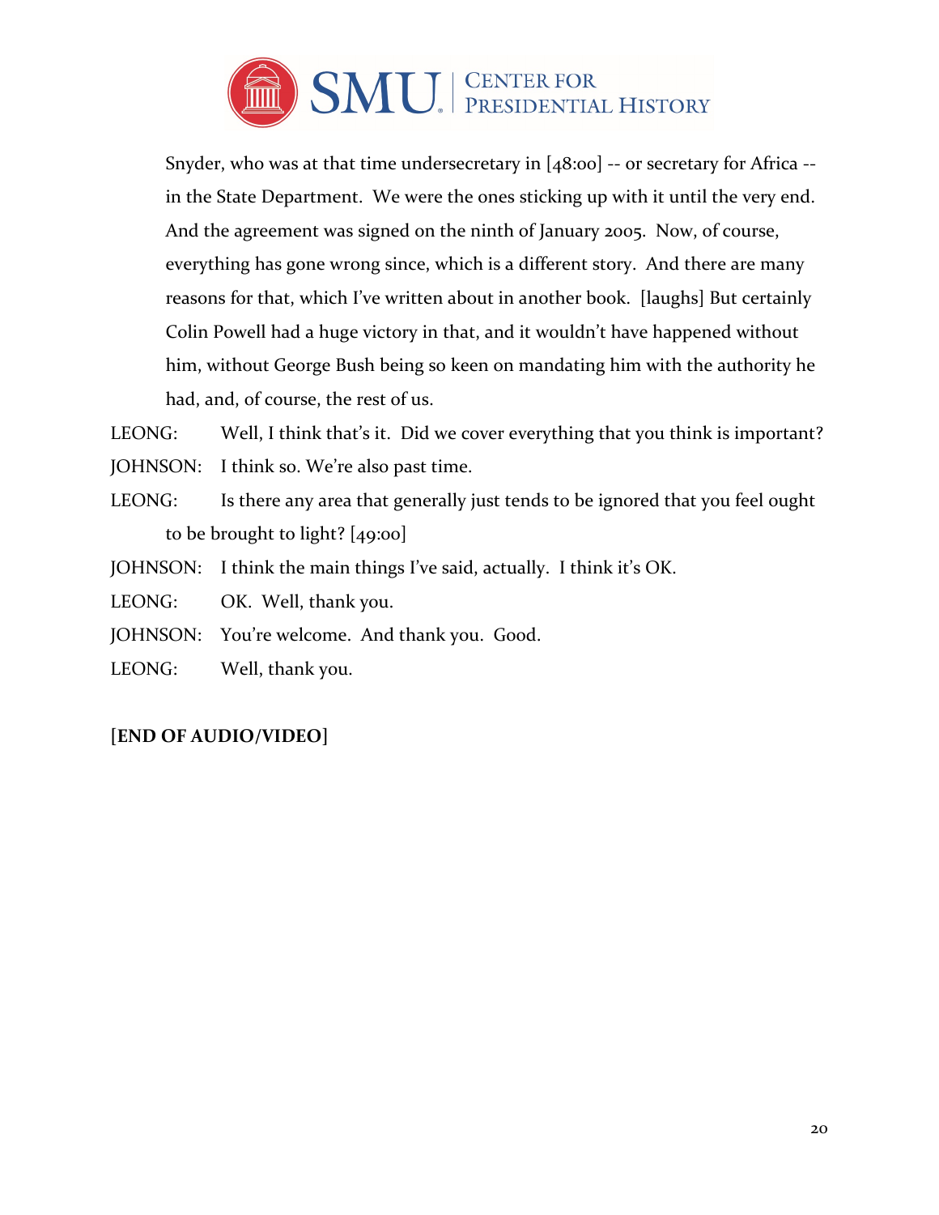Snyder, who was at that time undersecretary in [48:00] -- or secretary for Africa -- in the State Department. We were the ones sticking up with it until the very end. And the agreement was signed on the ninth of January 2005. Now, of course, everything has gone wrong since, which is a different story. And there are many reasons for that, which I've written about in another book. [laughs] But certainly Colin Powell had a huge victory in that, and it wouldn't have happened without him, without George Bush being so keen on mandating him with the authority he had, and, of course, the rest of us.

LEONG: Well, I think that's it. Did we cover everything that you think is important?

JOHNSON: I think so. We're also past time.

LEONG: Is there any area that generally just tends to be ignored that you feel ought to be brought to light? [49:00]

JOHNSON: I think the main things I've said, actually. I think it's OK.

LEONG: OK. Well, thank you.

JOHNSON: You're welcome. And thank you. Good.

LEONG: Well, thank you.

**[END OF AUDIO/VIDEO]**